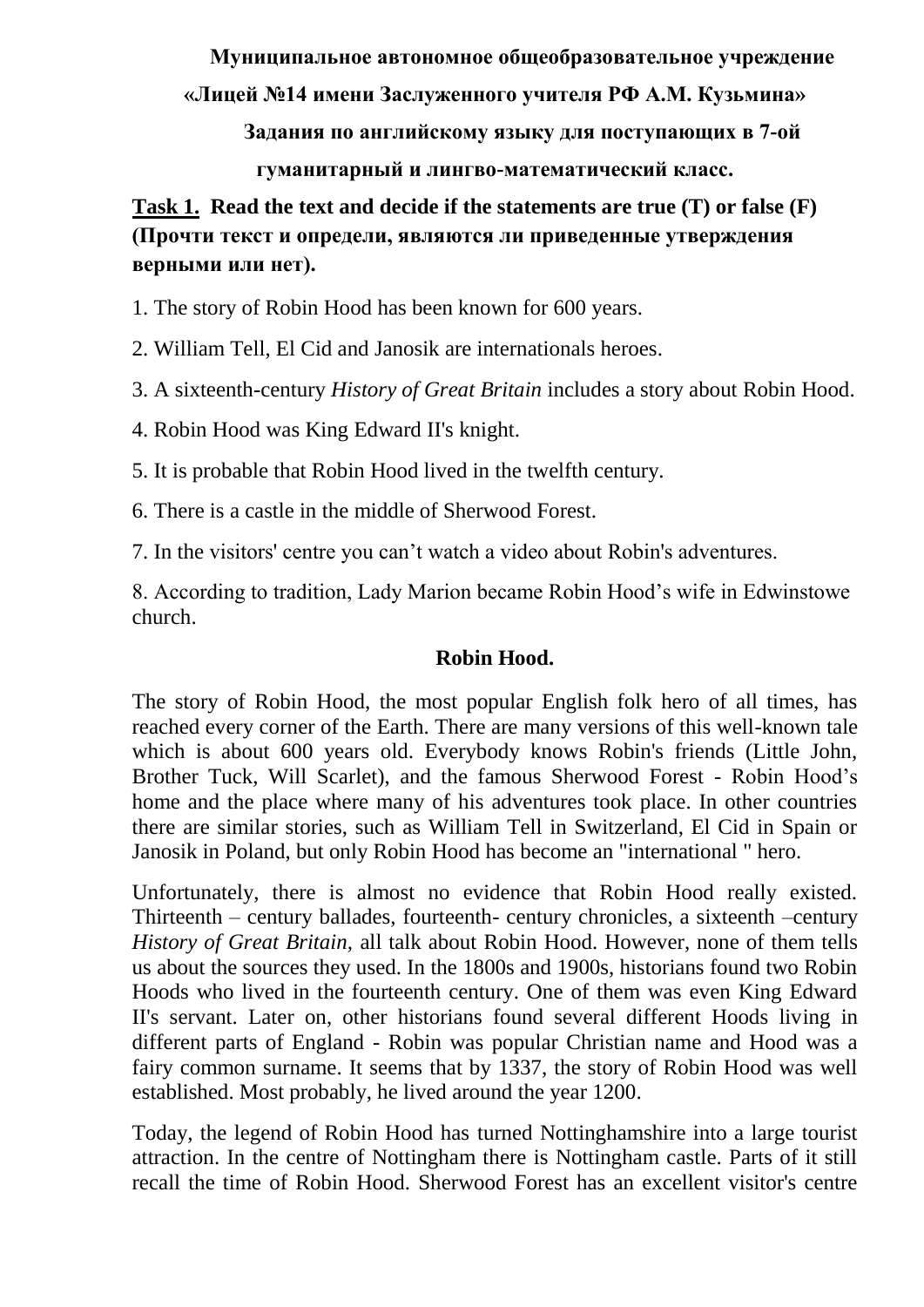**Муниципальное автономное общеобразовательное учреждение**

**«Лицей №14 имени Заслуженного учителя РФ А.М. Кузьмина»**

**Задания по английскому языку для поступающих в 7-ой**

**гуманитарный и лингво-математический класс.**

**<u>Task 1.</u> Read the text and decide if the statements are true (T) or false (F) (Прочти текст и определи, являются ли приведенные утверждения верными или нет).**

1. The story of Robin Hood has been known for 600 years.

2. William Tell, El Cid and Janosik are internationals heroes.

3. A sixteenth-century *History of Great Britain* includes a story about Robin Hood.

4. Robin Hood was King Edward II's knight.

5. It is probable that Robin Hood lived in the twelfth century.

6. There is a castle in the middle of Sherwood Forest.

7. In the visitors' centre you can't watch a video about Robin's adventures.

8. According to tradition, Lady Marion became Robin Hood's wife in Edwinstowe church.

## Robin Hood.

The story of Robin Hood, the most popular English folk hero of all times, has reached every corner of the Earth. There are many versions of this well-known tale which is about 600 years old. Everybody knows Robin's friends (Little John, Brother Tuck, Will Scarlet), and the famous Sherwood Forest - Robin Hood's home and the place where many of his adventures took place. In other countries there are similar stories, such as William Tell in Switzerland, El Cid in Spain or Janosik in Poland, but only Robin Hood has become an "international " hero.

Unfortunately, there is almost no evidence that Robin Hood really existed. Thirteenth – century ballades, fourteenth- century chronicles, a sixteenth –century *History of Great Britain,* all talk about Robin Hood. However, none of them tells us about the sources they used. In the 1800s and 1900s, historians found two Robin Hoods who lived in the fourteenth century. One of them was even King Edward II's servant. Later on, other historians found several different Hoods living in different parts of England - Robin was popular Christian name and Hood was a fairy common surname. It seems that by 1337, the story of Robin Hood was well established. Most probably, he lived around the year 1200.

Today, the legend of Robin Hood has turned Nottinghamshire into a large tourist attraction. In the centre of Nottingham there is Nottingham castle. Parts of it still recall the time of Robin Hood. Sherwood Forest has an excellent visitor's centre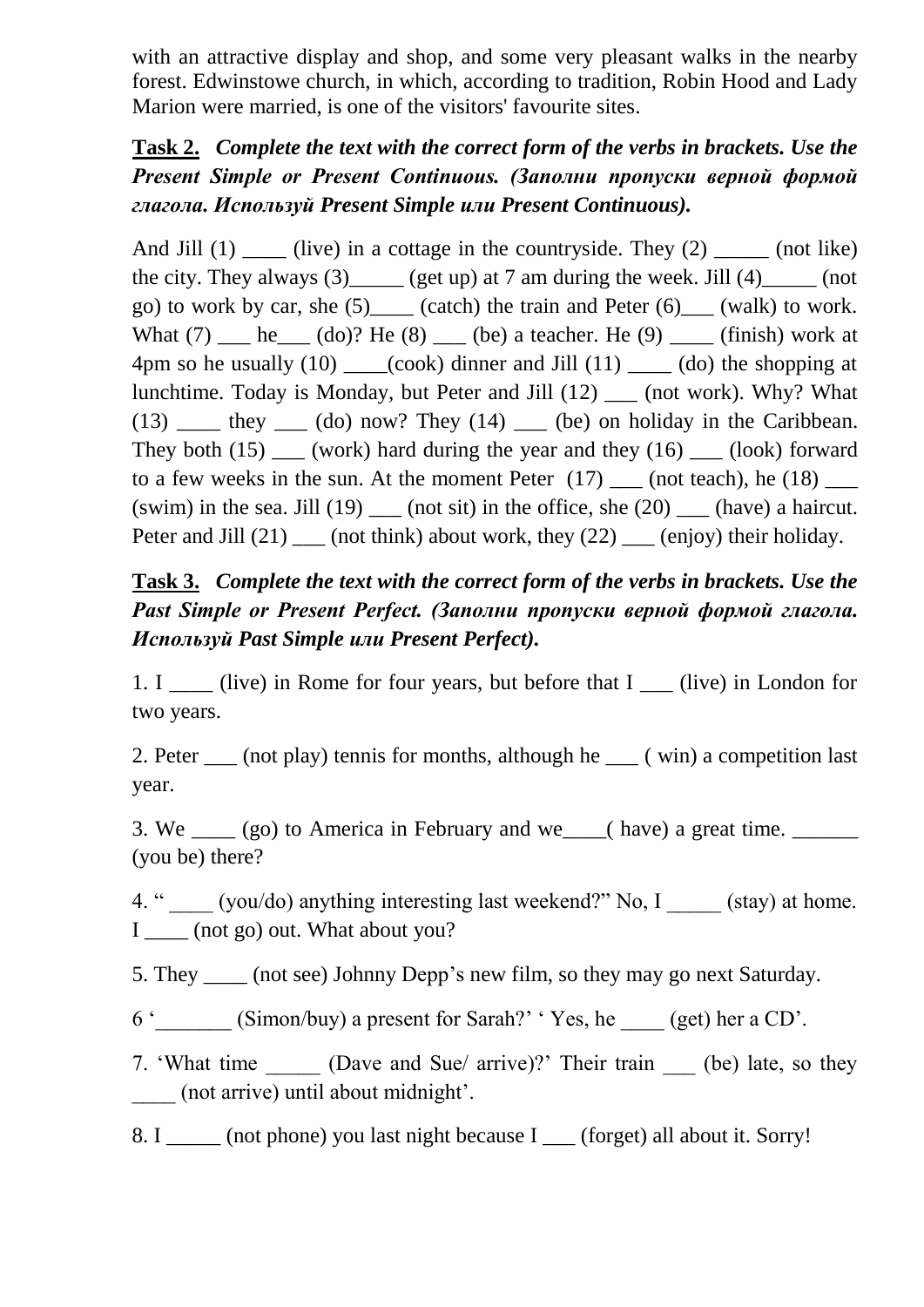with an attractive display and shop, and some very pleasant walks in the nearby forest. Edwinstowe church, in which, according to tradition, Robin Hood and Lady Marion were married, is one of the visitors' favourite sites.

**Task 2.** ***Complete the text with the correct form of the verbs in brackets. Use the Present Simple or Present Continuous. (Заполни пропуски верной формой глагола. Используй Present Simple или Present Continuous).***

And Jill (1) ____ (live) in a cottage in the countryside. They (2) _____ (not like) the city. They always (3)_____ (get up) at 7 am during the week. Jill (4)_____ (not go) to work by car, she (5)____ (catch) the train and Peter (6)___ (walk) to work. What (7) ___ he___ (do)? He (8) ___ (be) a teacher. He (9) ____ (finish) work at 4pm so he usually (10) ____(cook) dinner and Jill (11) ____ (do) the shopping at lunchtime. Today is Monday, but Peter and Jill (12) ___ (not work). Why? What (13) ____ they ___ (do) now? They (14) ___ (be) on holiday in the Caribbean. They both (15) ___ (work) hard during the year and they (16) ___ (look) forward to a few weeks in the sun. At the moment Peter (17) ___ (not teach), he (18) ___ (swim) in the sea. Jill (19) ___ (not sit) in the office, she (20) ___ (have) a haircut. Peter and Jill (21) ___ (not think) about work, they (22) ___ (enjoy) their holiday.

**Task 3.** ***Complete the text with the correct form of the verbs in brackets. Use the Past Simple or Present Perfect. (Заполни пропуски верной формой глагола. Используй Past Simple или Present Perfect).***

1. I ____ (live) in Rome for four years, but before that I ___ (live) in London for two years.

2. Peter ___ (not play) tennis for months, although he ___ ( win) a competition last year.

3. We ____ (go) to America in February and we____( have) a great time. ______ (you be) there?

4. " ____ (you/do) anything interesting last weekend?" No, I _____ (stay) at home. I ____ (not go) out. What about you?

5. They ____ (not see) Johnny Depp's new film, so they may go next Saturday.

6 '_______ (Simon/buy) a present for Sarah?' ' Yes, he ____ (get) her a CD'.

7. 'What time _____ (Dave and Sue/ arrive)?' Their train ___ (be) late, so they ____ (not arrive) until about midnight'.

8. I _____ (not phone) you last night because I ___ (forget) all about it. Sorry!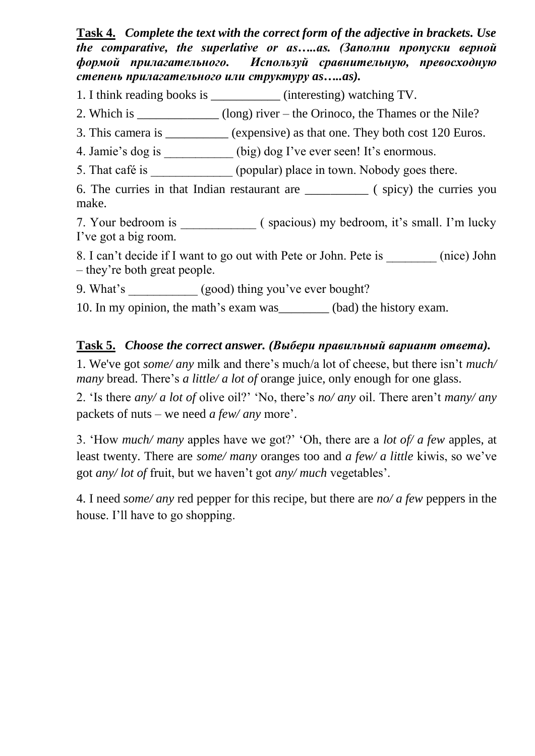**Task 4.** ***Complete the text with the correct form of the adjective in brackets. Use the comparative, the superlative or as…..as. (Заполни пропуски верной формой прилагательного. Используй сравнительную, превосходную степень прилагательного или структуру as…..as).***

1. I think reading books is ___________ (interesting) watching TV.

2. Which is _____________ (long) river – the Orinoco, the Thames or the Nile?

3. This camera is __________ (expensive) as that one. They both cost 120 Euros.

4. Jamie's dog is ___________ (big) dog I've ever seen! It's enormous.

5. That café is _____________ (popular) place in town. Nobody goes there.

6. The curries in that Indian restaurant are __________ ( spicy) the curries you make.

7. Your bedroom is ____________ ( spacious) my bedroom, it's small. I'm lucky I've got a big room.

8. I can't decide if I want to go out with Pete or John. Pete is ________ (nice) John – they're both great people.

9. What's ___________ (good) thing you've ever bought?

10. In my opinion, the math's exam was________ (bad) the history exam.

**Task 5.** ***Choose the correct answer. (Выбери правильный вариант ответа).***

1. We've got *some/ any* milk and there's much/a lot of cheese, but there isn't *much/ many* bread. There's *a little/ a lot of* orange juice, only enough for one glass.

2. 'Is there *any/ a lot of* olive oil?' 'No, there's *no/ any* oil. There aren't *many/ any* packets of nuts – we need *a few/ any* more'.

3. 'How *much/ many* apples have we got?' 'Oh, there are a *lot of/ a few* apples, at least twenty. There are *some/ many* oranges too and *a few/ a little* kiwis, so we've got *any/ lot of* fruit, but we haven't got *any/ much* vegetables'.

4. I need *some/ any* red pepper for this recipe, but there are *no/ a few* peppers in the house. I'll have to go shopping.